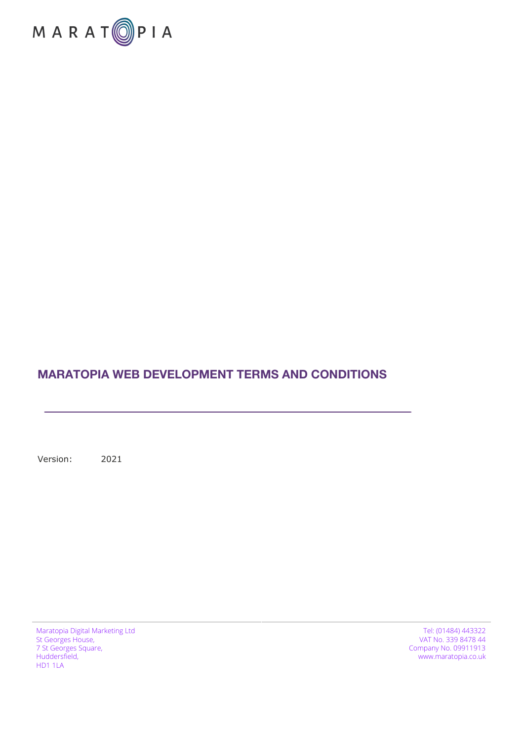MARATOPIA

# MARATOPIA WEB DEVELOPMENT TERMS AND CONDITIONS

Version: 2021

Maratopia Digital Marketing Ltd
St Georges House,
7 St Georges Square,
Huddersfield,
HD1 1LA

Tel: (01484) 443322
VAT No. 339 8478 44
Company No. 09911913
www.maratopia.co.uk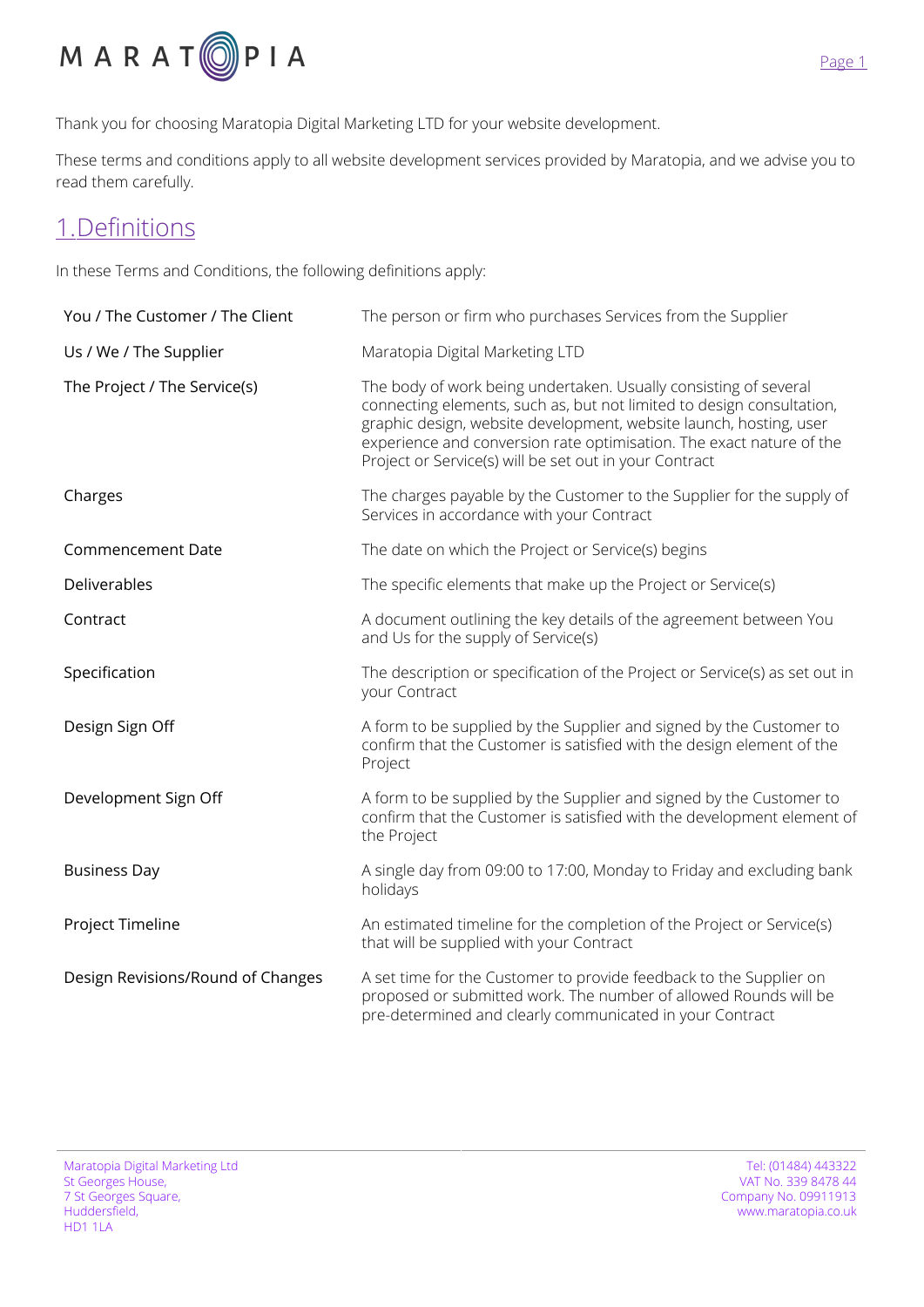Thank you for choosing Maratopia Digital Marketing LTD for your website development.

These terms and conditions apply to all website development services provided by Maratopia, and we advise you to read them carefully.

## 1.Definitions

In these Terms and Conditions, the following definitions apply:

| | |
|---|---|
| You / The Customer / The Client | The person or firm who purchases Services from the Supplier |
| Us / We / The Supplier | Maratopia Digital Marketing LTD |
| The Project / The Service(s) | The body of work being undertaken. Usually consisting of several connecting elements, such as, but not limited to design consultation, graphic design, website development, website launch, hosting, user experience and conversion rate optimisation. The exact nature of the Project or Service(s) will be set out in your Contract |
| Charges | The charges payable by the Customer to the Supplier for the supply of Services in accordance with your Contract |
| Commencement Date | The date on which the Project or Service(s) begins |
| Deliverables | The specific elements that make up the Project or Service(s) |
| Contract | A document outlining the key details of the agreement between You and Us for the supply of Service(s) |
| Specification | The description or specification of the Project or Service(s) as set out in your Contract |
| Design Sign Off | A form to be supplied by the Supplier and signed by the Customer to confirm that the Customer is satisfied with the design element of the Project |
| Development Sign Off | A form to be supplied by the Supplier and signed by the Customer to confirm that the Customer is satisfied with the development element of the Project |
| Business Day | A single day from 09:00 to 17:00, Monday to Friday and excluding bank holidays |
| Project Timeline | An estimated timeline for the completion of the Project or Service(s) that will be supplied with your Contract |
| Design Revisions/Round of Changes | A set time for the Customer to provide feedback to the Supplier on proposed or submitted work. The number of allowed Rounds will be pre-determined and clearly communicated in your Contract |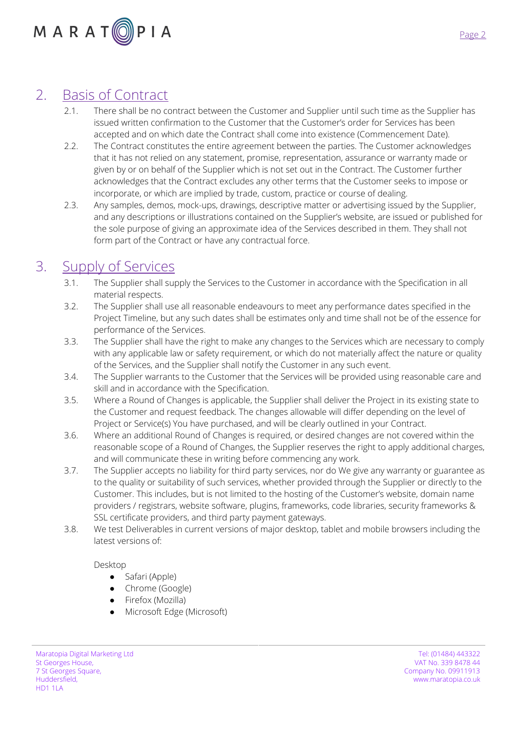## 2. Basis of Contract

2.1. There shall be no contract between the Customer and Supplier until such time as the Supplier has issued written confirmation to the Customer that the Customer's order for Services has been accepted and on which date the Contract shall come into existence (Commencement Date).

2.2. The Contract constitutes the entire agreement between the parties. The Customer acknowledges that it has not relied on any statement, promise, representation, assurance or warranty made or given by or on behalf of the Supplier which is not set out in the Contract. The Customer further acknowledges that the Contract excludes any other terms that the Customer seeks to impose or incorporate, or which are implied by trade, custom, practice or course of dealing.

2.3. Any samples, demos, mock-ups, drawings, descriptive matter or advertising issued by the Supplier, and any descriptions or illustrations contained on the Supplier's website, are issued or published for the sole purpose of giving an approximate idea of the Services described in them. They shall not form part of the Contract or have any contractual force.

## 3. Supply of Services

3.1. The Supplier shall supply the Services to the Customer in accordance with the Specification in all material respects.

3.2. The Supplier shall use all reasonable endeavours to meet any performance dates specified in the Project Timeline, but any such dates shall be estimates only and time shall not be of the essence for performance of the Services.

3.3. The Supplier shall have the right to make any changes to the Services which are necessary to comply with any applicable law or safety requirement, or which do not materially affect the nature or quality of the Services, and the Supplier shall notify the Customer in any such event.

3.4. The Supplier warrants to the Customer that the Services will be provided using reasonable care and skill and in accordance with the Specification.

3.5. Where a Round of Changes is applicable, the Supplier shall deliver the Project in its existing state to the Customer and request feedback. The changes allowable will differ depending on the level of Project or Service(s) You have purchased, and will be clearly outlined in your Contract.

3.6. Where an additional Round of Changes is required, or desired changes are not covered within the reasonable scope of a Round of Changes, the Supplier reserves the right to apply additional charges, and will communicate these in writing before commencing any work.

3.7. The Supplier accepts no liability for third party services, nor do We give any warranty or guarantee as to the quality or suitability of such services, whether provided through the Supplier or directly to the Customer. This includes, but is not limited to the hosting of the Customer's website, domain name providers / registrars, website software, plugins, frameworks, code libraries, security frameworks & SSL certificate providers, and third party payment gateways.

3.8. We test Deliverables in current versions of major desktop, tablet and mobile browsers including the latest versions of:

Desktop

- Safari (Apple)
- Chrome (Google)
- Firefox (Mozilla)
- Microsoft Edge (Microsoft)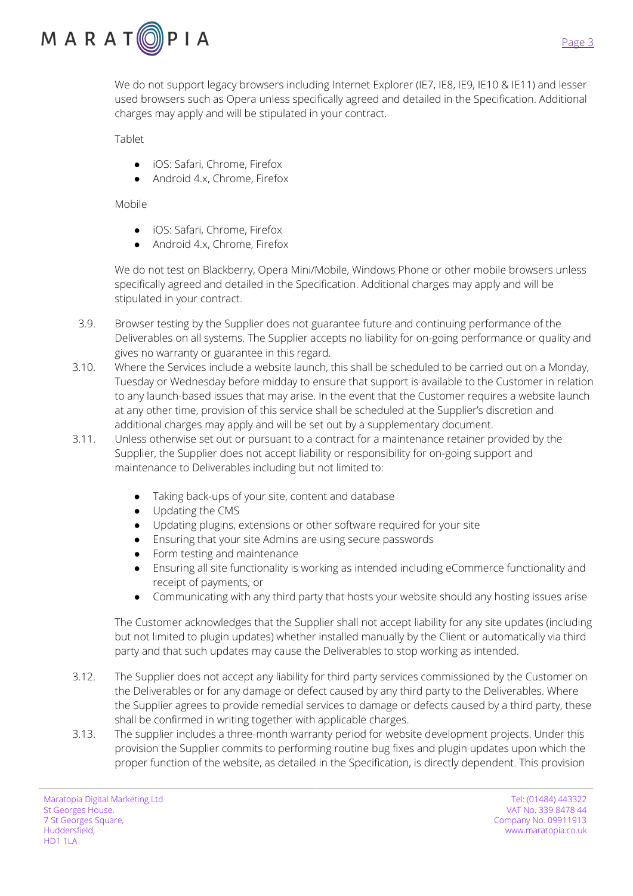We do not support legacy browsers including Internet Explorer (IE7, IE8, IE9, IE10 & IE11) and lesser used browsers such as Opera unless specifically agreed and detailed in the Specification. Additional charges may apply and will be stipulated in your contract.

Tablet

- iOS: Safari, Chrome, Firefox
- Android 4.x, Chrome, Firefox

Mobile

- iOS: Safari, Chrome, Firefox
- Android 4.x, Chrome, Firefox

We do not test on Blackberry, Opera Mini/Mobile, Windows Phone or other mobile browsers unless specifically agreed and detailed in the Specification. Additional charges may apply and will be stipulated in your contract.

3.9. Browser testing by the Supplier does not guarantee future and continuing performance of the Deliverables on all systems. The Supplier accepts no liability for on-going performance or quality and gives no warranty or guarantee in this regard.

3.10. Where the Services include a website launch, this shall be scheduled to be carried out on a Monday, Tuesday or Wednesday before midday to ensure that support is available to the Customer in relation to any launch-based issues that may arise. In the event that the Customer requires a website launch at any other time, provision of this service shall be scheduled at the Supplier's discretion and additional charges may apply and will be set out by a supplementary document.

3.11. Unless otherwise set out or pursuant to a contract for a maintenance retainer provided by the Supplier, the Supplier does not accept liability or responsibility for on-going support and maintenance to Deliverables including but not limited to:

- Taking back-ups of your site, content and database
- Updating the CMS
- Updating plugins, extensions or other software required for your site
- Ensuring that your site Admins are using secure passwords
- Form testing and maintenance
- Ensuring all site functionality is working as intended including eCommerce functionality and receipt of payments; or
- Communicating with any third party that hosts your website should any hosting issues arise

The Customer acknowledges that the Supplier shall not accept liability for any site updates (including but not limited to plugin updates) whether installed manually by the Client or automatically via third party and that such updates may cause the Deliverables to stop working as intended.

3.12. The Supplier does not accept any liability for third party services commissioned by the Customer on the Deliverables or for any damage or defect caused by any third party to the Deliverables. Where the Supplier agrees to provide remedial services to damage or defects caused by a third party, these shall be confirmed in writing together with applicable charges.

3.13. The supplier includes a three-month warranty period for website development projects. Under this provision the Supplier commits to performing routine bug fixes and plugin updates upon which the proper function of the website, as detailed in the Specification, is directly dependent. This provision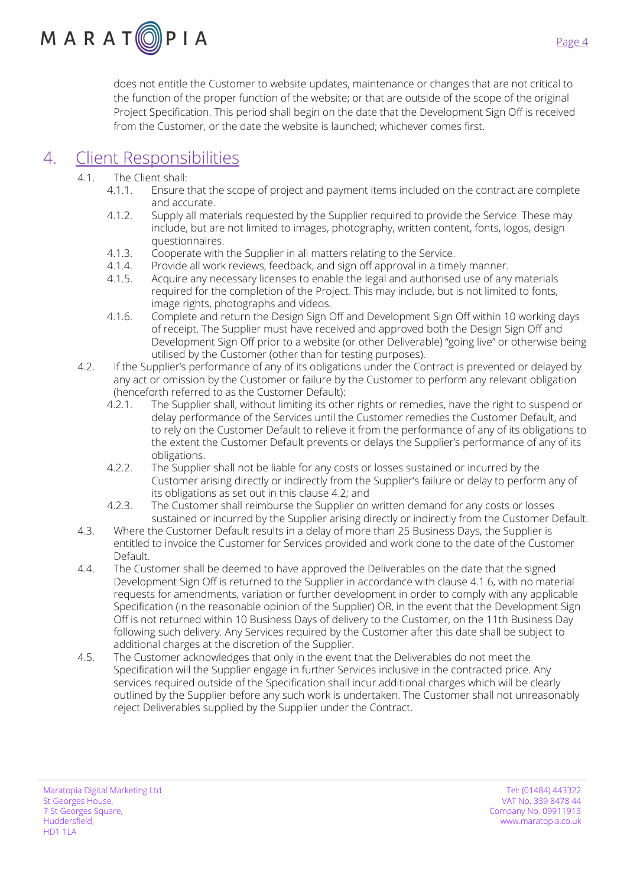does not entitle the Customer to website updates, maintenance or changes that are not critical to the function of the proper function of the website; or that are outside of the scope of the original Project Specification. This period shall begin on the date that the Development Sign Off is received from the Customer, or the date the website is launched; whichever comes first.

# 4. Client Responsibilities

4.1. The Client shall:

4.1.1. Ensure that the scope of project and payment items included on the contract are complete and accurate.

4.1.2. Supply all materials requested by the Supplier required to provide the Service. These may include, but are not limited to images, photography, written content, fonts, logos, design questionnaires.

4.1.3. Cooperate with the Supplier in all matters relating to the Service.

4.1.4. Provide all work reviews, feedback, and sign off approval in a timely manner.

4.1.5. Acquire any necessary licenses to enable the legal and authorised use of any materials required for the completion of the Project. This may include, but is not limited to fonts, image rights, photographs and videos.

4.1.6. Complete and return the Design Sign Off and Development Sign Off within 10 working days of receipt. The Supplier must have received and approved both the Design Sign Off and Development Sign Off prior to a website (or other Deliverable) "going live" or otherwise being utilised by the Customer (other than for testing purposes).

4.2. If the Supplier's performance of any of its obligations under the Contract is prevented or delayed by any act or omission by the Customer or failure by the Customer to perform any relevant obligation (henceforth referred to as the Customer Default):

4.2.1. The Supplier shall, without limiting its other rights or remedies, have the right to suspend or delay performance of the Services until the Customer remedies the Customer Default, and to rely on the Customer Default to relieve it from the performance of any of its obligations to the extent the Customer Default prevents or delays the Supplier's performance of any of its obligations.

4.2.2. The Supplier shall not be liable for any costs or losses sustained or incurred by the Customer arising directly or indirectly from the Supplier's failure or delay to perform any of its obligations as set out in this clause 4.2; and

4.2.3. The Customer shall reimburse the Supplier on written demand for any costs or losses sustained or incurred by the Supplier arising directly or indirectly from the Customer Default.

4.3. Where the Customer Default results in a delay of more than 25 Business Days, the Supplier is entitled to invoice the Customer for Services provided and work done to the date of the Customer Default.

4.4. The Customer shall be deemed to have approved the Deliverables on the date that the signed Development Sign Off is returned to the Supplier in accordance with clause 4.1.6, with no material requests for amendments, variation or further development in order to comply with any applicable Specification (in the reasonable opinion of the Supplier) OR, in the event that the Development Sign Off is not returned within 10 Business Days of delivery to the Customer, on the 11th Business Day following such delivery. Any Services required by the Customer after this date shall be subject to additional charges at the discretion of the Supplier.

4.5. The Customer acknowledges that only in the event that the Deliverables do not meet the Specification will the Supplier engage in further Services inclusive in the contracted price. Any services required outside of the Specification shall incur additional charges which will be clearly outlined by the Supplier before any such work is undertaken. The Customer shall not unreasonably reject Deliverables supplied by the Supplier under the Contract.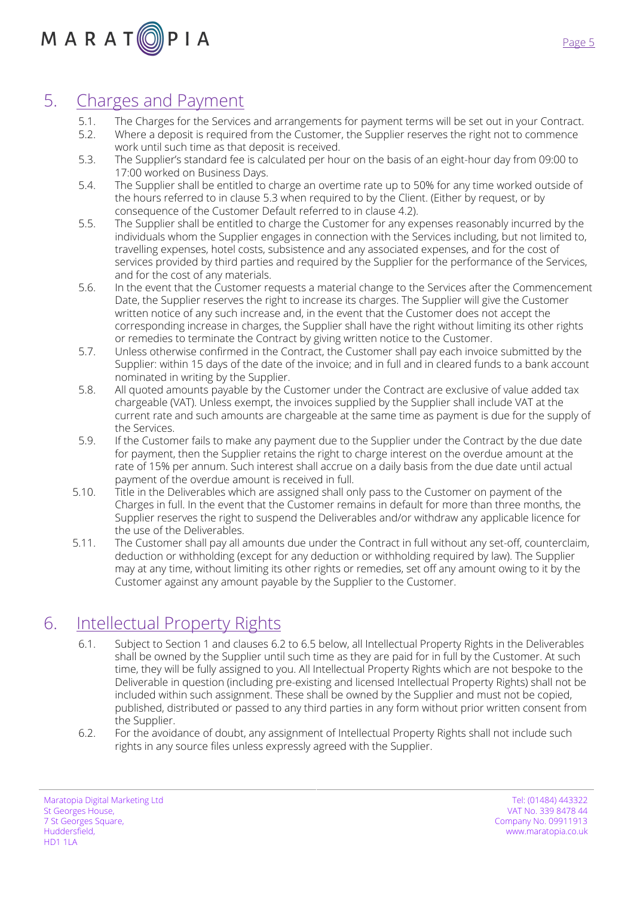## 5. Charges and Payment

5.1. The Charges for the Services and arrangements for payment terms will be set out in your Contract.

5.2. Where a deposit is required from the Customer, the Supplier reserves the right not to commence work until such time as that deposit is received.

5.3. The Supplier's standard fee is calculated per hour on the basis of an eight-hour day from 09:00 to 17:00 worked on Business Days.

5.4. The Supplier shall be entitled to charge an overtime rate up to 50% for any time worked outside of the hours referred to in clause 5.3 when required to by the Client. (Either by request, or by consequence of the Customer Default referred to in clause 4.2).

5.5. The Supplier shall be entitled to charge the Customer for any expenses reasonably incurred by the individuals whom the Supplier engages in connection with the Services including, but not limited to, travelling expenses, hotel costs, subsistence and any associated expenses, and for the cost of services provided by third parties and required by the Supplier for the performance of the Services, and for the cost of any materials.

5.6. In the event that the Customer requests a material change to the Services after the Commencement Date, the Supplier reserves the right to increase its charges. The Supplier will give the Customer written notice of any such increase and, in the event that the Customer does not accept the corresponding increase in charges, the Supplier shall have the right without limiting its other rights or remedies to terminate the Contract by giving written notice to the Customer.

5.7. Unless otherwise confirmed in the Contract, the Customer shall pay each invoice submitted by the Supplier: within 15 days of the date of the invoice; and in full and in cleared funds to a bank account nominated in writing by the Supplier.

5.8. All quoted amounts payable by the Customer under the Contract are exclusive of value added tax chargeable (VAT). Unless exempt, the invoices supplied by the Supplier shall include VAT at the current rate and such amounts are chargeable at the same time as payment is due for the supply of the Services.

5.9. If the Customer fails to make any payment due to the Supplier under the Contract by the due date for payment, then the Supplier retains the right to charge interest on the overdue amount at the rate of 15% per annum. Such interest shall accrue on a daily basis from the due date until actual payment of the overdue amount is received in full.

5.10. Title in the Deliverables which are assigned shall only pass to the Customer on payment of the Charges in full. In the event that the Customer remains in default for more than three months, the Supplier reserves the right to suspend the Deliverables and/or withdraw any applicable licence for the use of the Deliverables.

5.11. The Customer shall pay all amounts due under the Contract in full without any set-off, counterclaim, deduction or withholding (except for any deduction or withholding required by law). The Supplier may at any time, without limiting its other rights or remedies, set off any amount owing to it by the Customer against any amount payable by the Supplier to the Customer.

## 6. Intellectual Property Rights

6.1. Subject to Section 1 and clauses 6.2 to 6.5 below, all Intellectual Property Rights in the Deliverables shall be owned by the Supplier until such time as they are paid for in full by the Customer. At such time, they will be fully assigned to you. All Intellectual Property Rights which are not bespoke to the Deliverable in question (including pre-existing and licensed Intellectual Property Rights) shall not be included within such assignment. These shall be owned by the Supplier and must not be copied, published, distributed or passed to any third parties in any form without prior written consent from the Supplier.

6.2. For the avoidance of doubt, any assignment of Intellectual Property Rights shall not include such rights in any source files unless expressly agreed with the Supplier.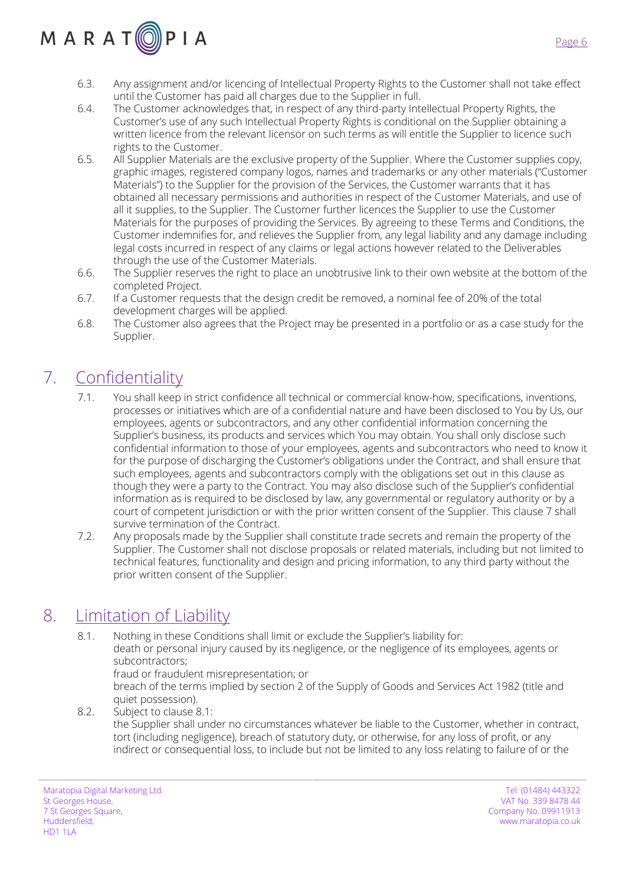6.3. Any assignment and/or licencing of Intellectual Property Rights to the Customer shall not take effect until the Customer has paid all charges due to the Supplier in full.

6.4. The Customer acknowledges that, in respect of any third-party Intellectual Property Rights, the Customer's use of any such Intellectual Property Rights is conditional on the Supplier obtaining a written licence from the relevant licensor on such terms as will entitle the Supplier to licence such rights to the Customer.

6.5. All Supplier Materials are the exclusive property of the Supplier. Where the Customer supplies copy, graphic images, registered company logos, names and trademarks or any other materials ("Customer Materials") to the Supplier for the provision of the Services, the Customer warrants that it has obtained all necessary permissions and authorities in respect of the Customer Materials, and use of all it supplies, to the Supplier. The Customer further licences the Supplier to use the Customer Materials for the purposes of providing the Services. By agreeing to these Terms and Conditions, the Customer indemnifies for, and relieves the Supplier from, any legal liability and any damage including legal costs incurred in respect of any claims or legal actions however related to the Deliverables through the use of the Customer Materials.

6.6. The Supplier reserves the right to place an unobtrusive link to their own website at the bottom of the completed Project.

6.7. If a Customer requests that the design credit be removed, a nominal fee of 20% of the total development charges will be applied.

6.8. The Customer also agrees that the Project may be presented in a portfolio or as a case study for the Supplier.

# 7. Confidentiality

7.1. You shall keep in strict confidence all technical or commercial know-how, specifications, inventions, processes or initiatives which are of a confidential nature and have been disclosed to You by Us, our employees, agents or subcontractors, and any other confidential information concerning the Supplier's business, its products and services which You may obtain. You shall only disclose such confidential information to those of your employees, agents and subcontractors who need to know it for the purpose of discharging the Customer's obligations under the Contract, and shall ensure that such employees, agents and subcontractors comply with the obligations set out in this clause as though they were a party to the Contract. You may also disclose such of the Supplier's confidential information as is required to be disclosed by law, any governmental or regulatory authority or by a court of competent jurisdiction or with the prior written consent of the Supplier. This clause 7 shall survive termination of the Contract.

7.2. Any proposals made by the Supplier shall constitute trade secrets and remain the property of the Supplier. The Customer shall not disclose proposals or related materials, including but not limited to technical features, functionality and design and pricing information, to any third party without the prior written consent of the Supplier.

# 8. Limitation of Liability

8.1. Nothing in these Conditions shall limit or exclude the Supplier's liability for:
death or personal injury caused by its negligence, or the negligence of its employees, agents or subcontractors;
fraud or fraudulent misrepresentation; or
breach of the terms implied by section 2 of the Supply of Goods and Services Act 1982 (title and quiet possession).

8.2. Subject to clause 8.1:
the Supplier shall under no circumstances whatever be liable to the Customer, whether in contract, tort (including negligence), breach of statutory duty, or otherwise, for any loss of profit, or any indirect or consequential loss, to include but not be limited to any loss relating to failure of or the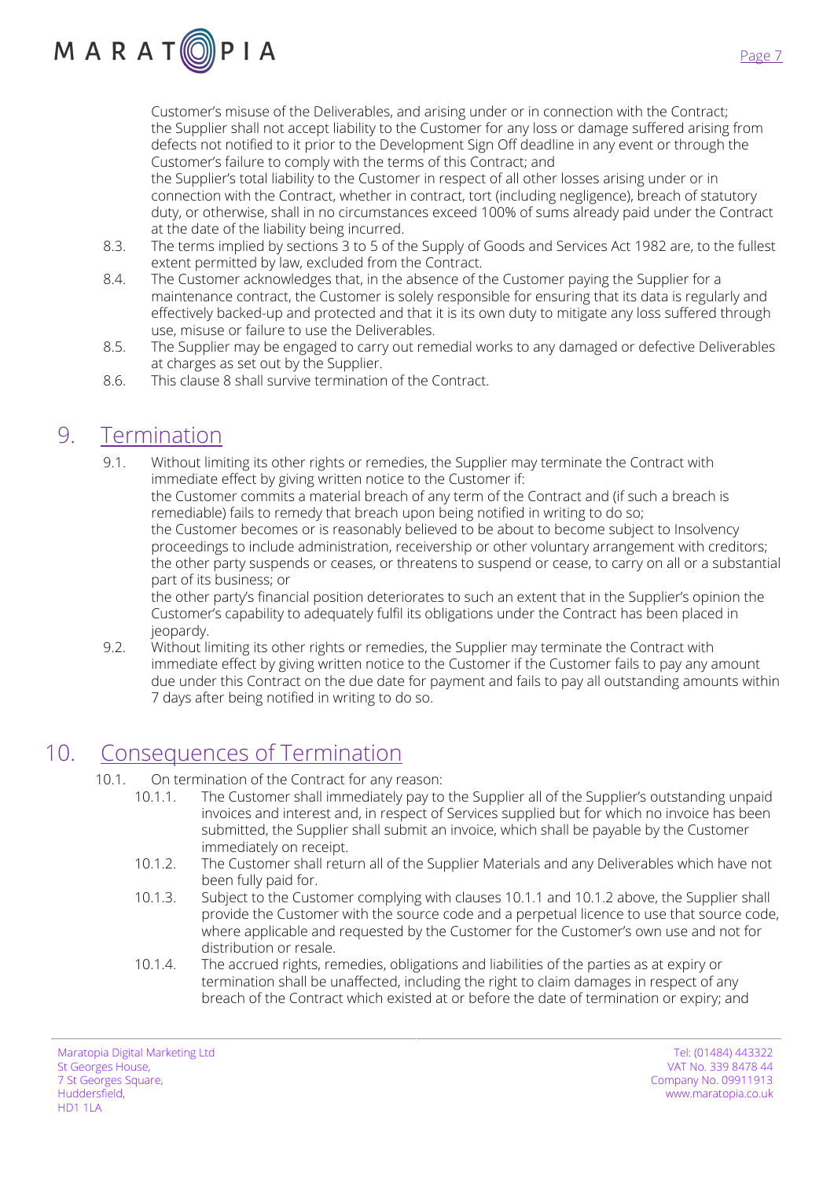Customer's misuse of the Deliverables, and arising under or in connection with the Contract;
the Supplier shall not accept liability to the Customer for any loss or damage suffered arising from defects not notified to it prior to the Development Sign Off deadline in any event or through the Customer's failure to comply with the terms of this Contract; and
the Supplier's total liability to the Customer in respect of all other losses arising under or in connection with the Contract, whether in contract, tort (including negligence), breach of statutory duty, or otherwise, shall in no circumstances exceed 100% of sums already paid under the Contract at the date of the liability being incurred.

8.3. The terms implied by sections 3 to 5 of the Supply of Goods and Services Act 1982 are, to the fullest extent permitted by law, excluded from the Contract.

8.4. The Customer acknowledges that, in the absence of the Customer paying the Supplier for a maintenance contract, the Customer is solely responsible for ensuring that its data is regularly and effectively backed-up and protected and that it is its own duty to mitigate any loss suffered through use, misuse or failure to use the Deliverables.

8.5. The Supplier may be engaged to carry out remedial works to any damaged or defective Deliverables at charges as set out by the Supplier.

8.6. This clause 8 shall survive termination of the Contract.

## 9. Termination

9.1. Without limiting its other rights or remedies, the Supplier may terminate the Contract with immediate effect by giving written notice to the Customer if:
the Customer commits a material breach of any term of the Contract and (if such a breach is remediable) fails to remedy that breach upon being notified in writing to do so;
the Customer becomes or is reasonably believed to be about to become subject to Insolvency proceedings to include administration, receivership or other voluntary arrangement with creditors;
the other party suspends or ceases, or threatens to suspend or cease, to carry on all or a substantial part of its business; or
the other party's financial position deteriorates to such an extent that in the Supplier's opinion the Customer's capability to adequately fulfil its obligations under the Contract has been placed in jeopardy.

9.2. Without limiting its other rights or remedies, the Supplier may terminate the Contract with immediate effect by giving written notice to the Customer if the Customer fails to pay any amount due under this Contract on the due date for payment and fails to pay all outstanding amounts within 7 days after being notified in writing to do so.

## 10. Consequences of Termination

10.1. On termination of the Contract for any reason:

10.1.1. The Customer shall immediately pay to the Supplier all of the Supplier's outstanding unpaid invoices and interest and, in respect of Services supplied but for which no invoice has been submitted, the Supplier shall submit an invoice, which shall be payable by the Customer immediately on receipt.

10.1.2. The Customer shall return all of the Supplier Materials and any Deliverables which have not been fully paid for.

10.1.3. Subject to the Customer complying with clauses 10.1.1 and 10.1.2 above, the Supplier shall provide the Customer with the source code and a perpetual licence to use that source code, where applicable and requested by the Customer for the Customer's own use and not for distribution or resale.

10.1.4. The accrued rights, remedies, obligations and liabilities of the parties as at expiry or termination shall be unaffected, including the right to claim damages in respect of any breach of the Contract which existed at or before the date of termination or expiry; and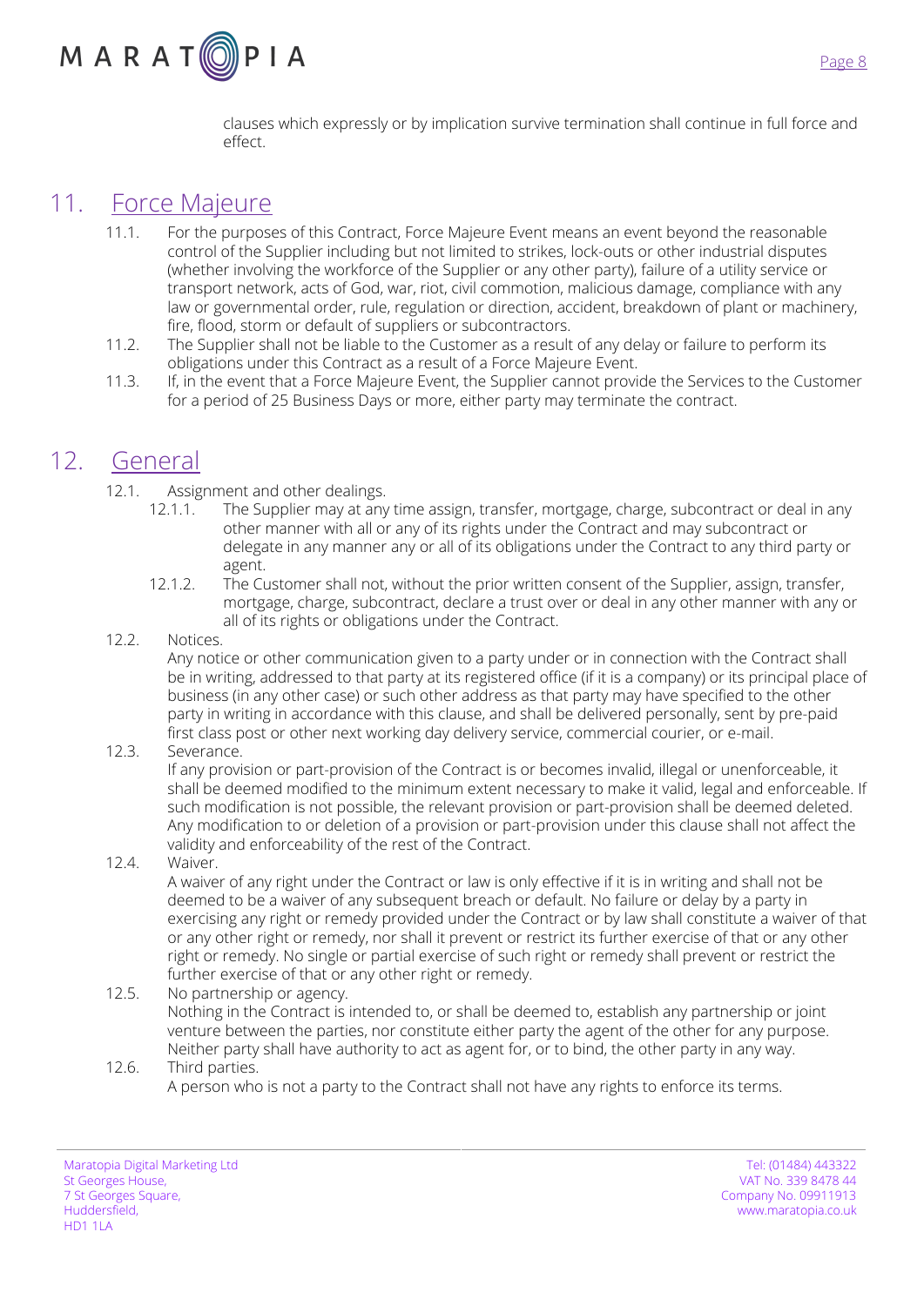clauses which expressly or by implication survive termination shall continue in full force and effect.

## 11. Force Majeure

11.1. For the purposes of this Contract, Force Majeure Event means an event beyond the reasonable control of the Supplier including but not limited to strikes, lock-outs or other industrial disputes (whether involving the workforce of the Supplier or any other party), failure of a utility service or transport network, acts of God, war, riot, civil commotion, malicious damage, compliance with any law or governmental order, rule, regulation or direction, accident, breakdown of plant or machinery, fire, flood, storm or default of suppliers or subcontractors.

11.2. The Supplier shall not be liable to the Customer as a result of any delay or failure to perform its obligations under this Contract as a result of a Force Majeure Event.

11.3. If, in the event that a Force Majeure Event, the Supplier cannot provide the Services to the Customer for a period of 25 Business Days or more, either party may terminate the contract.

## 12. General

12.1. Assignment and other dealings.

12.1.1. The Supplier may at any time assign, transfer, mortgage, charge, subcontract or deal in any other manner with all or any of its rights under the Contract and may subcontract or delegate in any manner any or all of its obligations under the Contract to any third party or agent.

12.1.2. The Customer shall not, without the prior written consent of the Supplier, assign, transfer, mortgage, charge, subcontract, declare a trust over or deal in any other manner with any or all of its rights or obligations under the Contract.

12.2. Notices.
Any notice or other communication given to a party under or in connection with the Contract shall be in writing, addressed to that party at its registered office (if it is a company) or its principal place of business (in any other case) or such other address as that party may have specified to the other party in writing in accordance with this clause, and shall be delivered personally, sent by pre-paid first class post or other next working day delivery service, commercial courier, or e-mail.

12.3. Severance.
If any provision or part-provision of the Contract is or becomes invalid, illegal or unenforceable, it shall be deemed modified to the minimum extent necessary to make it valid, legal and enforceable. If such modification is not possible, the relevant provision or part-provision shall be deemed deleted. Any modification to or deletion of a provision or part-provision under this clause shall not affect the validity and enforceability of the rest of the Contract.

12.4. Waiver.
A waiver of any right under the Contract or law is only effective if it is in writing and shall not be deemed to be a waiver of any subsequent breach or default. No failure or delay by a party in exercising any right or remedy provided under the Contract or by law shall constitute a waiver of that or any other right or remedy, nor shall it prevent or restrict its further exercise of that or any other right or remedy. No single or partial exercise of such right or remedy shall prevent or restrict the further exercise of that or any other right or remedy.

12.5. No partnership or agency.
Nothing in the Contract is intended to, or shall be deemed to, establish any partnership or joint venture between the parties, nor constitute either party the agent of the other for any purpose. Neither party shall have authority to act as agent for, or to bind, the other party in any way.

12.6. Third parties.
A person who is not a party to the Contract shall not have any rights to enforce its terms.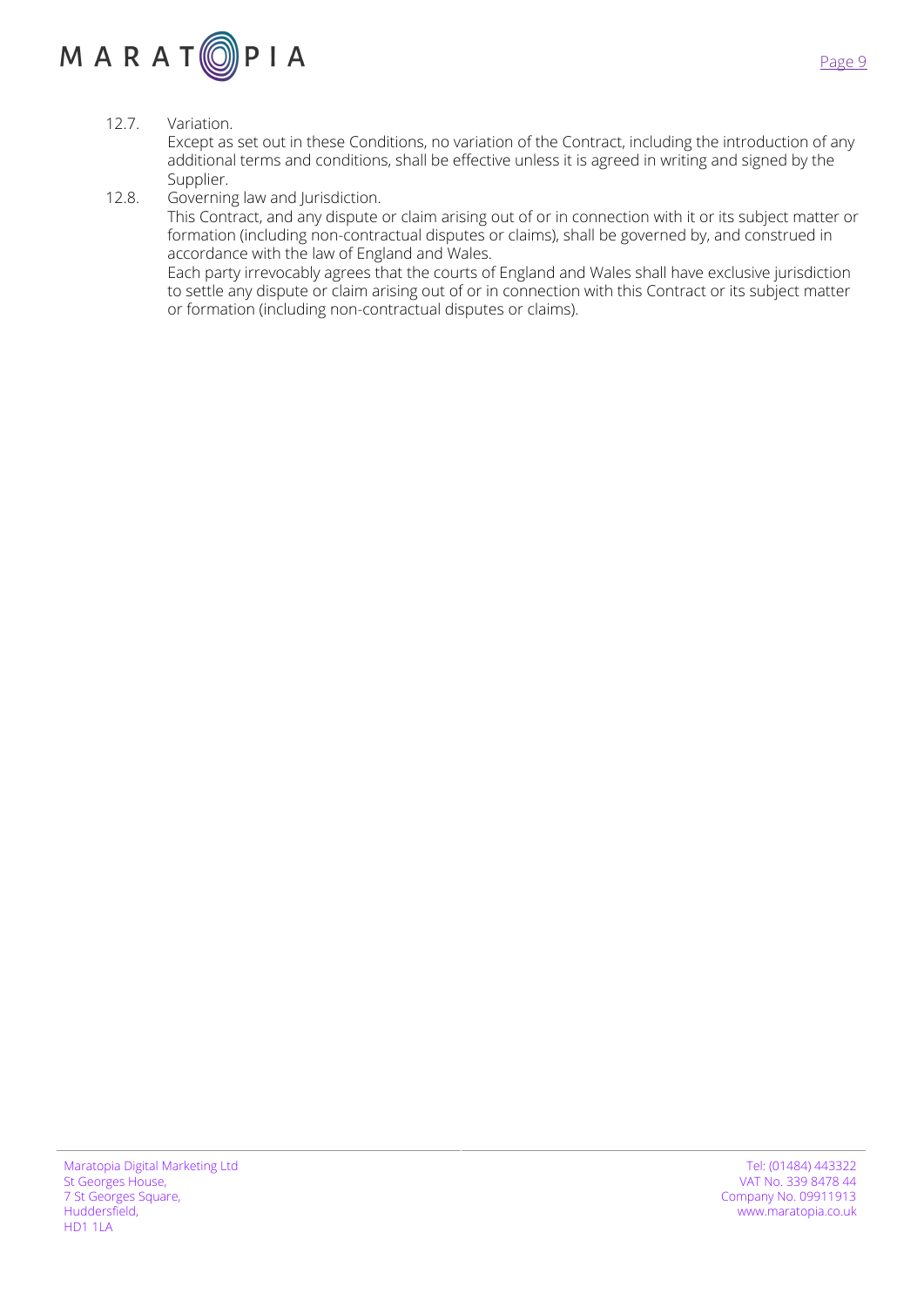12.7. Variation.

Except as set out in these Conditions, no variation of the Contract, including the introduction of any additional terms and conditions, shall be effective unless it is agreed in writing and signed by the Supplier.

12.8. Governing law and Jurisdiction.

This Contract, and any dispute or claim arising out of or in connection with it or its subject matter or formation (including non-contractual disputes or claims), shall be governed by, and construed in accordance with the law of England and Wales.

Each party irrevocably agrees that the courts of England and Wales shall have exclusive jurisdiction to settle any dispute or claim arising out of or in connection with this Contract or its subject matter or formation (including non-contractual disputes or claims).